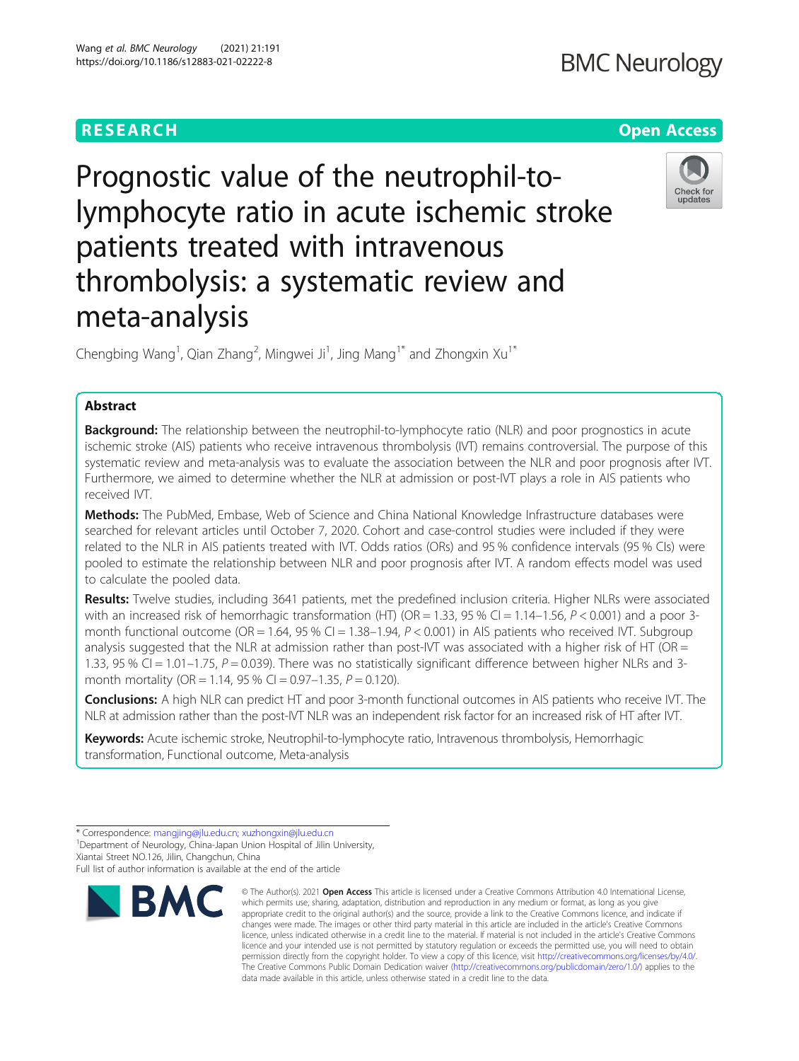RESEARCH

Open Access

# Prognostic value of the neutrophil-to-lymphocyte ratio in acute ischemic stroke patients treated with intravenous thrombolysis: a systematic review and meta-analysis

Chengbing Wang[1], Qian Zhang[2], Mingwei Ji[1], Jing Mang[1*] and Zhongxin Xu[1*]

## Abstract

**Background:** The relationship between the neutrophil-to-lymphocyte ratio (NLR) and poor prognostics in acute ischemic stroke (AIS) patients who receive intravenous thrombolysis (IVT) remains controversial. The purpose of this systematic review and meta-analysis was to evaluate the association between the NLR and poor prognosis after IVT. Furthermore, we aimed to determine whether the NLR at admission or post-IVT plays a role in AIS patients who received IVT.

**Methods:** The PubMed, Embase, Web of Science and China National Knowledge Infrastructure databases were searched for relevant articles until October 7, 2020. Cohort and case-control studies were included if they were related to the NLR in AIS patients treated with IVT. Odds ratios (ORs) and 95 % confidence intervals (95 % CIs) were pooled to estimate the relationship between NLR and poor prognosis after IVT. A random effects model was used to calculate the pooled data.

**Results:** Twelve studies, including 3641 patients, met the predefined inclusion criteria. Higher NLRs were associated with an increased risk of hemorrhagic transformation (HT) (OR = 1.33, 95 % CI = 1.14–1.56, $P < 0.001$) and a poor 3-month functional outcome (OR = 1.64, 95 % CI = 1.38–1.94, $P < 0.001$) in AIS patients who received IVT. Subgroup analysis suggested that the NLR at admission rather than post-IVT was associated with a higher risk of HT (OR = 1.33, 95 % CI = 1.01–1.75, $P = 0.039$). There was no statistically significant difference between higher NLRs and 3-month mortality (OR = 1.14, 95 % CI = 0.97–1.35, $P = 0.120$).

**Conclusions:** A high NLR can predict HT and poor 3-month functional outcomes in AIS patients who receive IVT. The NLR at admission rather than the post-IVT NLR was an independent risk factor for an increased risk of HT after IVT.

**Keywords:** Acute ischemic stroke, Neutrophil-to-lymphocyte ratio, Intravenous thrombolysis, Hemorrhagic transformation, Functional outcome, Meta-analysis

---

* Correspondence: mangjing@jlu.edu.cn; xuzhongxin@jlu.edu.cn
[1]Department of Neurology, China-Japan Union Hospital of Jilin University, Xiantai Street NO.126, Jilin, Changchun, China
Full list of author information is available at the end of the article

© The Author(s). 2021 **Open Access** This article is licensed under a Creative Commons Attribution 4.0 International License, which permits use, sharing, adaptation, distribution and reproduction in any medium or format, as long as you give appropriate credit to the original author(s) and the source, provide a link to the Creative Commons licence, and indicate if changes were made. The images or other third party material in this article are included in the article's Creative Commons licence, unless indicated otherwise in a credit line to the material. If material is not included in the article's Creative Commons licence and your intended use is not permitted by statutory regulation or exceeds the permitted use, you will need to obtain permission directly from the copyright holder. To view a copy of this licence, visit http://creativecommons.org/licenses/by/4.0/. The Creative Commons Public Domain Dedication waiver (http://creativecommons.org/publicdomain/zero/1.0/) applies to the data made available in this article, unless otherwise stated in a credit line to the data.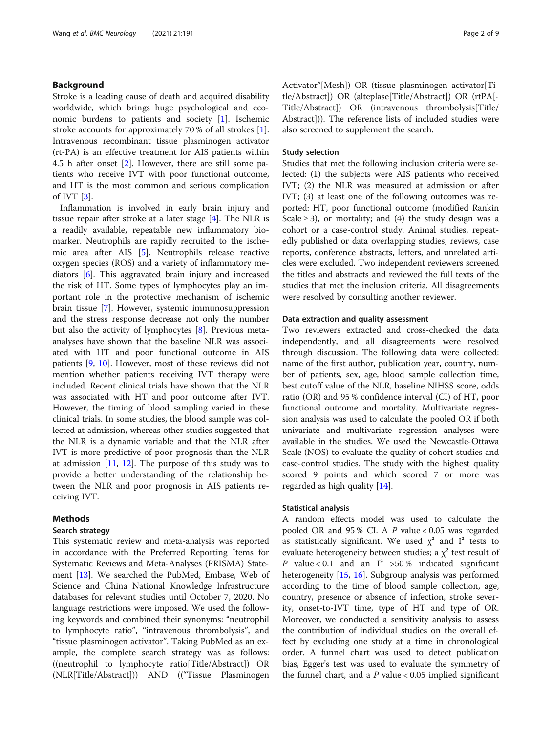## Background

Stroke is a leading cause of death and acquired disability worldwide, which brings huge psychological and economic burdens to patients and society [1]. Ischemic stroke accounts for approximately 70 % of all strokes [1]. Intravenous recombinant tissue plasminogen activator (rt-PA) is an effective treatment for AIS patients within 4.5 h after onset [2]. However, there are still some patients who receive IVT with poor functional outcome, and HT is the most common and serious complication of IVT [3].

Inflammation is involved in early brain injury and tissue repair after stroke at a later stage [4]. The NLR is a readily available, repeatable new inflammatory biomarker. Neutrophils are rapidly recruited to the ischemic area after AIS [5]. Neutrophils release reactive oxygen species (ROS) and a variety of inflammatory mediators [6]. This aggravated brain injury and increased the risk of HT. Some types of lymphocytes play an important role in the protective mechanism of ischemic brain tissue [7]. However, systemic immunosuppression and the stress response decrease not only the number but also the activity of lymphocytes [8]. Previous meta-analyses have shown that the baseline NLR was associated with HT and poor functional outcome in AIS patients [9, 10]. However, most of these reviews did not mention whether patients receiving IVT therapy were included. Recent clinical trials have shown that the NLR was associated with HT and poor outcome after IVT. However, the timing of blood sampling varied in these clinical trials. In some studies, the blood sample was collected at admission, whereas other studies suggested that the NLR is a dynamic variable and that the NLR after IVT is more predictive of poor prognosis than the NLR at admission [11, 12]. The purpose of this study was to provide a better understanding of the relationship between the NLR and poor prognosis in AIS patients receiving IVT.

## Methods

### Search strategy

This systematic review and meta-analysis was reported in accordance with the Preferred Reporting Items for Systematic Reviews and Meta-Analyses (PRISMA) Statement [13]. We searched the PubMed, Embase, Web of Science and China National Knowledge Infrastructure databases for relevant studies until October 7, 2020. No language restrictions were imposed. We used the following keywords and combined their synonyms: "neutrophil to lymphocyte ratio", "intravenous thrombolysis", and "tissue plasminogen activator". Taking PubMed as an example, the complete search strategy was as follows: ((neutrophil to lymphocyte ratio[Title/Abstract]) OR (NLR[Title/Abstract])) AND (("Tissue Plasminogen Activator"[Mesh]) OR (tissue plasminogen activator[Title/Abstract]) OR (alteplase[Title/Abstract]) OR (rtPA[Title/Abstract]) OR (intravenous thrombolysis[Title/Abstract])). The reference lists of included studies were also screened to supplement the search.

### Study selection

Studies that met the following inclusion criteria were selected: (1) the subjects were AIS patients who received IVT; (2) the NLR was measured at admission or after IVT; (3) at least one of the following outcomes was reported: HT, poor functional outcome (modified Rankin Scale ≥ 3), or mortality; and (4) the study design was a cohort or a case-control study. Animal studies, repeatedly published or data overlapping studies, reviews, case reports, conference abstracts, letters, and unrelated articles were excluded. Two independent reviewers screened the titles and abstracts and reviewed the full texts of the studies that met the inclusion criteria. All disagreements were resolved by consulting another reviewer.

### Data extraction and quality assessment

Two reviewers extracted and cross-checked the data independently, and all disagreements were resolved through discussion. The following data were collected: name of the first author, publication year, country, number of patients, sex, age, blood sample collection time, best cutoff value of the NLR, baseline NIHSS score, odds ratio (OR) and 95 % confidence interval (CI) of HT, poor functional outcome and mortality. Multivariate regression analysis was used to calculate the pooled OR if both univariate and multivariate regression analyses were available in the studies. We used the Newcastle-Ottawa Scale (NOS) to evaluate the quality of cohort studies and case-control studies. The study with the highest quality scored 9 points and which scored 7 or more was regarded as high quality [14].

### Statistical analysis

A random effects model was used to calculate the pooled OR and 95 % CI. A $P$ value < 0.05 was regarded as statistically significant. We used $\chi^2$ and $I^2$ tests to evaluate heterogeneity between studies; a $\chi^2$ test result of $P$ value < 0.1 and an $I^2$ >50 % indicated significant heterogeneity [15, 16]. Subgroup analysis was performed according to the time of blood sample collection, age, country, presence or absence of infection, stroke severity, onset-to-IVT time, type of HT and type of OR. Moreover, we conducted a sensitivity analysis to assess the contribution of individual studies on the overall effect by excluding one study at a time in chronological order. A funnel chart was used to detect publication bias, Egger's test was used to evaluate the symmetry of the funnel chart, and a $P$ value < 0.05 implied significant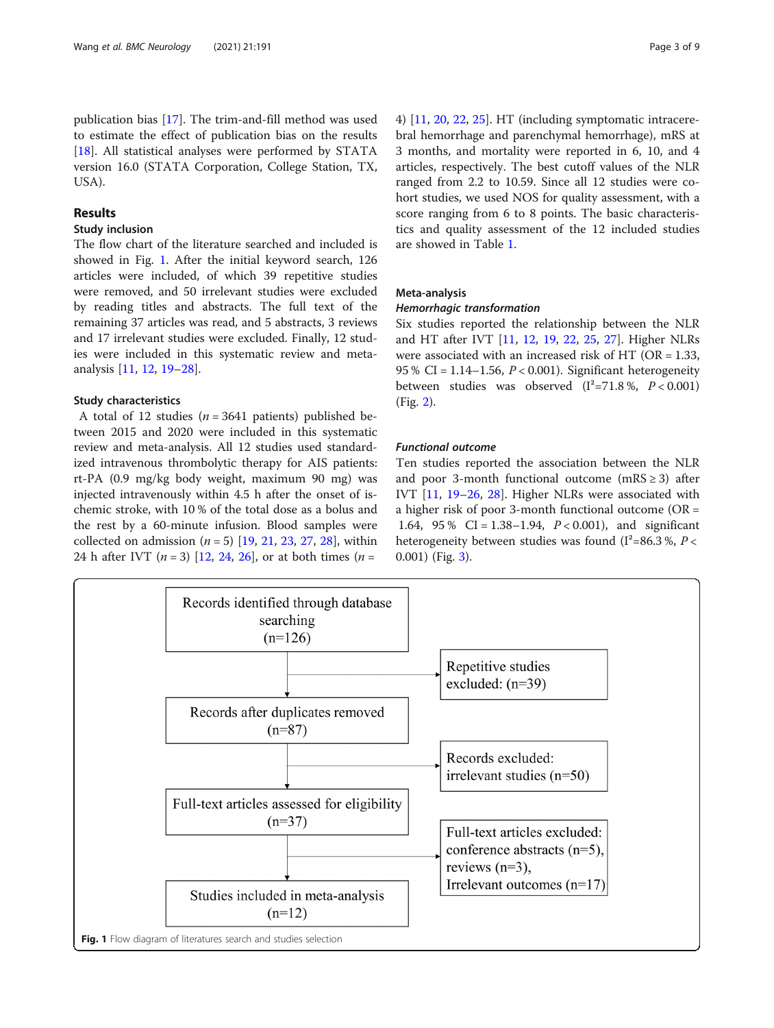publication bias [17]. The trim-and-fill method was used to estimate the effect of publication bias on the results [18]. All statistical analyses were performed by STATA version 16.0 (STATA Corporation, College Station, TX, USA).

## Results

### Study inclusion

The flow chart of the literature searched and included is showed in Fig. 1. After the initial keyword search, 126 articles were included, of which 39 repetitive studies were removed, and 50 irrelevant studies were excluded by reading titles and abstracts. The full text of the remaining 37 articles was read, and 5 abstracts, 3 reviews and 17 irrelevant studies were excluded. Finally, 12 studies were included in this systematic review and meta-analysis [11, 12, 19–28].

### Study characteristics

A total of 12 studies ($n = 3641$ patients) published between 2015 and 2020 were included in this systematic review and meta-analysis. All 12 studies used standardized intravenous thrombolytic therapy for AIS patients: rt-PA (0.9 mg/kg body weight, maximum 90 mg) was injected intravenously within 4.5 h after the onset of ischemic stroke, with 10 % of the total dose as a bolus and the rest by a 60-minute infusion. Blood samples were collected on admission ($n = 5$) [19, 21, 23, 27, 28], within 24 h after IVT ($n = 3$) [12, 24, 26], or at both times ($n = 4$) [11, 20, 22, 25]. HT (including symptomatic intracerebral hemorrhage and parenchymal hemorrhage), mRS at 3 months, and mortality were reported in 6, 10, and 4 articles, respectively. The best cutoff values of the NLR ranged from 2.2 to 10.59. Since all 12 studies were cohort studies, we used NOS for quality assessment, with a score ranging from 6 to 8 points. The basic characteristics and quality assessment of the 12 included studies are showed in Table 1.

### Meta-analysis

#### *Hemorrhagic transformation*

Six studies reported the relationship between the NLR and HT after IVT [11, 12, 19, 22, 25, 27]. Higher NLRs were associated with an increased risk of HT (OR = 1.33, 95 % CI = 1.14–1.56, $P < 0.001$). Significant heterogeneity between studies was observed ($I^2 = 71.8$ %, $P < 0.001$) (Fig. 2).

#### *Functional outcome*

Ten studies reported the association between the NLR and poor 3-month functional outcome (mRS ≥ 3) after IVT [11, 19–26, 28]. Higher NLRs were associated with a higher risk of poor 3-month functional outcome (OR = 1.64, 95 % CI = 1.38–1.94, $P < 0.001$), and significant heterogeneity between studies was found ($I^2 = 86.3$ %, $P < 0.001$) (Fig. 3).

| Records identified through database searching (n=126) | → Repetitive studies excluded: (n=39) |
|---|---|
| Records after duplicates removed (n=87) | → Records excluded: irrelevant studies (n=50) |
| Full-text articles assessed for eligibility (n=37) | → Full-text articles excluded: conference abstracts (n=5), reviews (n=3), Irrelevant outcomes (n=17) |
| Studies included in meta-analysis (n=12) | |

**Fig. 1** Flow diagram of literatures search and studies selection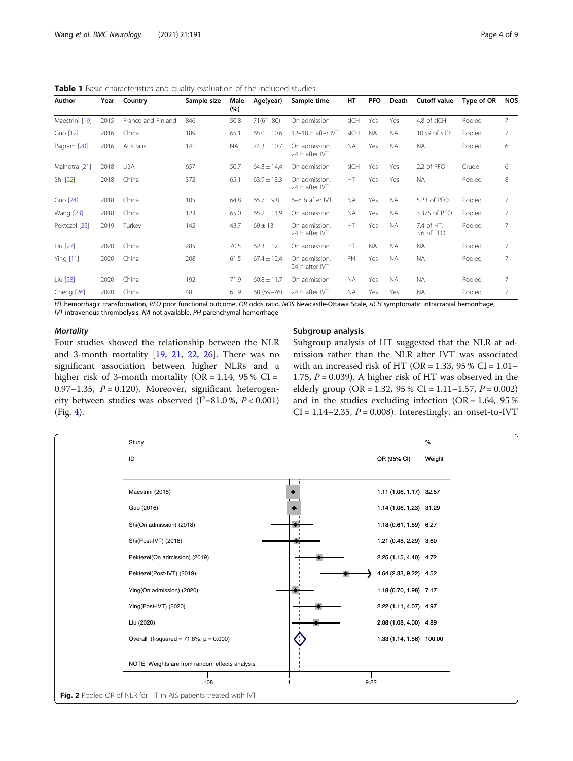**Table 1** Basic characteristics and quality evaluation of the included studies

| Author | Year | Country | Sample size | Male (%) | Age(year) | Sample time | HT | PFO | Death | Cutoff value | Type of OR | NOS |
|---|---|---|---|---|---|---|---|---|---|---|---|---|
| Maestrini [19] | 2015 | France and Finland | 846 | 50.8 | 71(61–80) | On admission | sICH | Yes | Yes | 4.8 of sICH | Pooled | 7 |
| Guo [12] | 2016 | China | 189 | 65.1 | 65.0 ± 10.6 | 12–18 h after IVT | sICH | NA | NA | 10.59 of sICH | Pooled | 7 |
| Pagram [20] | 2016 | Australia | 141 | NA | 74.3 ± 10.7 | On admission, 24 h after IVT | NA | Yes | NA | NA | Pooled | 6 |
| Malhotra [21] | 2018 | USA | 657 | 50.7 | 64.3 ± 14.4 | On admission | sICH | Yes | Yes | 2.2 of PFO | Crude | 6 |
| Shi [22] | 2018 | China | 372 | 65.1 | 63.9 ± 13.3 | On admission, 24 h after IVT | HT | Yes | Yes | NA | Pooled | 8 |
| Guo [24] | 2018 | China | 105 | 64.8 | 65.7 ± 9.8 | 6–8 h after IVT | NA | Yes | NA | 5.23 of PFO | Pooled | 7 |
| Wang [23] | 2018 | China | 123 | 65.0 | 65.2 ± 11.9 | On admission | NA | Yes | NA | 3.375 of PFO | Pooled | 7 |
| Pektezel [25] | 2019 | Turkey | 142 | 43.7 | 69 ± 13 | On admission, 24 h after IVT | HT | Yes | NA | 7.4 of HT, 3.6 of PFO | Pooled | 7 |
| Liu [27] | 2020 | China | 285 | 70.5 | 62.3 ± 12 | On admission | HT | NA | NA | NA | Pooled | 7 |
| Ying [11] | 2020 | China | 208 | 61.5 | 67.4 ± 12.4 | On admission, 24 h after IVT | PH | Yes | NA | NA | Pooled | 7 |
| Liu [28] | 2020 | China | 192 | 71.9 | 60.8 ± 11.7 | On admission | NA | Yes | NA | NA | Pooled | 7 |
| Cheng [26] | 2020 | China | 481 | 61.9 | 68 (59–76) | 24 h after IVT | NA | Yes | Yes | NA | Pooled | 7 |

*HT* hemorrhagic transformation, *PFO* poor functional outcome, *OR* odds ratio, *NOS* Newcastle-Ottawa Scale, *sICH* symptomatic intracranial hemorrhage, *IVT* intravenous thrombolysis, *NA* not available, *PH* parenchymal hemorrhage

### *Mortality*

Four studies showed the relationship between the NLR and 3-month mortality [19, 21, 22, 26]. There was no significant association between higher NLRs and a higher risk of 3-month mortality (OR = 1.14, 95 % CI = 0.97–1.35, $P = 0.120$). Moreover, significant heterogeneity between studies was observed ($I^2$=81.0 %, $P < 0.001$) (Fig. 4).

### Subgroup analysis

Subgroup analysis of HT suggested that the NLR at admission rather than the NLR after IVT was associated with an increased risk of HT (OR = 1.33, 95 % CI = 1.01–1.75, $P = 0.039$). A higher risk of HT was observed in the elderly group (OR = 1.32, 95 % CI = 1.11–1.57, $P = 0.002$) and in the studies excluding infection (OR = 1.64, 95 % CI = 1.14–2.35, $P = 0.008$). Interestingly, an onset-to-IVT

| Study ID | OR (95% CI) | % Weight |
|---|---|---|
| Maestrini (2015) | 1.11 (1.06, 1.17) | 32.57 |
| Guo (2016) | 1.14 (1.06, 1.23) | 31.29 |
| Shi(On admission) (2018) | 1.18 (0.61, 1.89) | 6.27 |
| Shi(Post-IVT) (2018) | 1.21 (0.48, 2.29) | 3.60 |
| Pektezel(On admission) (2019) | 2.25 (1.15, 4.40) | 4.72 |
| Pektezel(Post-IVT) (2019) | 4.64 (2.33, 9.22) | 4.52 |
| Ying(On admission) (2020) | 1.18 (0.70, 1.98) | 7.17 |
| Ying(Post-IVT) (2020) | 2.22 (1.11, 4.07) | 4.97 |
| Liu (2020) | 2.08 (1.08, 4.00) | 4.89 |
| Overall (I-squared = 71.8%, p = 0.000) | 1.33 (1.14, 1.56) | 100.00 |

NOTE: Weights are from random effects analysis

Axis: .108, 1, 9.22

**Fig. 2** Pooled OR of NLR for HT in AIS patients treated with IVT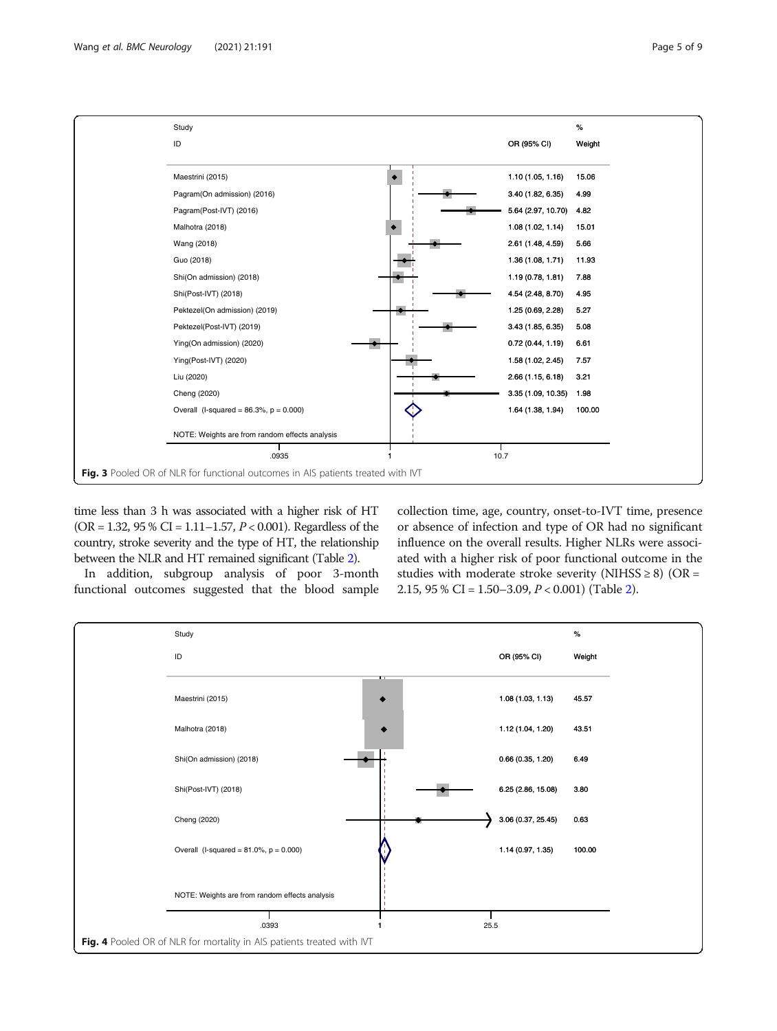| Study ID | OR (95% CI) | % Weight |
|---|---|---|
| Maestrini (2015) | 1.10 (1.05, 1.16) | 15.06 |
| Pagram(On admission) (2016) | 3.40 (1.82, 6.35) | 4.99 |
| Pagram(Post-IVT) (2016) | 5.64 (2.97, 10.70) | 4.82 |
| Malhotra (2018) | 1.08 (1.02, 1.14) | 15.01 |
| Wang (2018) | 2.61 (1.48, 4.59) | 5.66 |
| Guo (2018) | 1.36 (1.08, 1.71) | 11.93 |
| Shi(On admission) (2018) | 1.19 (0.78, 1.81) | 7.88 |
| Shi(Post-IVT) (2018) | 4.54 (2.48, 8.70) | 4.95 |
| Pektezel(On admission) (2019) | 1.25 (0.69, 2.28) | 5.27 |
| Pektezel(Post-IVT) (2019) | 3.43 (1.85, 6.35) | 5.08 |
| Ying(On admission) (2020) | 0.72 (0.44, 1.19) | 6.61 |
| Ying(Post-IVT) (2020) | 1.58 (1.02, 2.45) | 7.57 |
| Liu (2020) | 2.66 (1.15, 6.18) | 3.21 |
| Cheng (2020) | 3.35 (1.09, 10.35) | 1.98 |
| Overall (I-squared = 86.3%, p = 0.000) | 1.64 (1.38, 1.94) | 100.00 |

NOTE: Weights are from random effects analysis

**Fig. 3** Pooled OR of NLR for functional outcomes in AIS patients treated with IVT

time less than 3 h was associated with a higher risk of HT (OR = 1.32, 95 % CI = 1.11–1.57, $P < 0.001$). Regardless of the country, stroke severity and the type of HT, the relationship between the NLR and HT remained significant (Table 2).

In addition, subgroup analysis of poor 3-month functional outcomes suggested that the blood sample collection time, age, country, onset-to-IVT time, presence or absence of infection and type of OR had no significant influence on the overall results. Higher NLRs were associated with a higher risk of poor functional outcome in the studies with moderate stroke severity (NIHSS ≥ 8) (OR = 2.15, 95 % CI = 1.50–3.09, $P < 0.001$) (Table 2).

| Study ID | OR (95% CI) | % Weight |
|---|---|---|
| Maestrini (2015) | 1.08 (1.03, 1.13) | 45.57 |
| Malhotra (2018) | 1.12 (1.04, 1.20) | 43.51 |
| Shi(On admission) (2018) | 0.66 (0.35, 1.20) | 6.49 |
| Shi(Post-IVT) (2018) | 6.25 (2.86, 15.08) | 3.80 |
| Cheng (2020) | 3.06 (0.37, 25.45) | 0.63 |
| Overall (I-squared = 81.0%, p = 0.000) | 1.14 (0.97, 1.35) | 100.00 |

NOTE: Weights are from random effects analysis

**Fig. 4** Pooled OR of NLR for mortality in AIS patients treated with IVT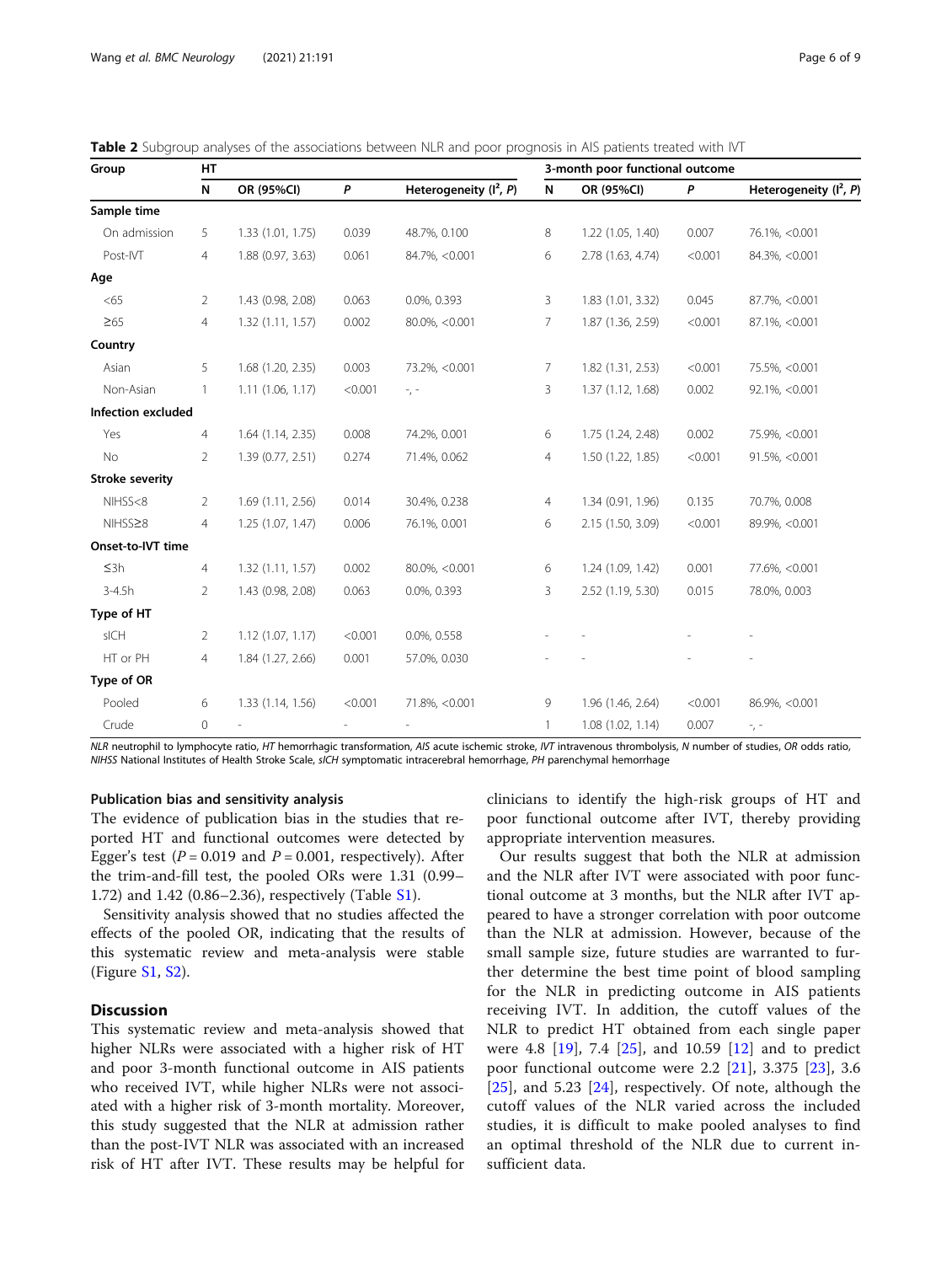**Table 2** Subgroup analyses of the associations between NLR and poor prognosis in AIS patients treated with IVT

| Group | HT | | | | 3-month poor functional outcome | | | |
|---|---|---|---|---|---|---|---|---|
| | N | OR (95%CI) | *P* | Heterogeneity ($I^2$, *P*) | N | OR (95%CI) | *P* | Heterogeneity ($I^2$, *P*) |
| **Sample time** | | | | | | | | |
| On admission | 5 | 1.33 (1.01, 1.75) | 0.039 | 48.7%, 0.100 | 8 | 1.22 (1.05, 1.40) | 0.007 | 76.1%, <0.001 |
| Post-IVT | 4 | 1.88 (0.97, 3.63) | 0.061 | 84.7%, <0.001 | 6 | 2.78 (1.63, 4.74) | <0.001 | 84.3%, <0.001 |
| **Age** | | | | | | | | |
| <65 | 2 | 1.43 (0.98, 2.08) | 0.063 | 0.0%, 0.393 | 3 | 1.83 (1.01, 3.32) | 0.045 | 87.7%, <0.001 |
| ≥65 | 4 | 1.32 (1.11, 1.57) | 0.002 | 80.0%, <0.001 | 7 | 1.87 (1.36, 2.59) | <0.001 | 87.1%, <0.001 |
| **Country** | | | | | | | | |
| Asian | 5 | 1.68 (1.20, 2.35) | 0.003 | 73.2%, <0.001 | 7 | 1.82 (1.31, 2.53) | <0.001 | 75.5%, <0.001 |
| Non-Asian | 1 | 1.11 (1.06, 1.17) | <0.001 | -, - | 3 | 1.37 (1.12, 1.68) | 0.002 | 92.1%, <0.001 |
| **Infection excluded** | | | | | | | | |
| Yes | 4 | 1.64 (1.14, 2.35) | 0.008 | 74.2%, 0.001 | 6 | 1.75 (1.24, 2.48) | 0.002 | 75.9%, <0.001 |
| No | 2 | 1.39 (0.77, 2.51) | 0.274 | 71.4%, 0.062 | 4 | 1.50 (1.22, 1.85) | <0.001 | 91.5%, <0.001 |
| **Stroke severity** | | | | | | | | |
| NIHSS<8 | 2 | 1.69 (1.11, 2.56) | 0.014 | 30.4%, 0.238 | 4 | 1.34 (0.91, 1.96) | 0.135 | 70.7%, 0.008 |
| NIHSS≥8 | 4 | 1.25 (1.07, 1.47) | 0.006 | 76.1%, 0.001 | 6 | 2.15 (1.50, 3.09) | <0.001 | 89.9%, <0.001 |
| **Onset-to-IVT time** | | | | | | | | |
| ≤3h | 4 | 1.32 (1.11, 1.57) | 0.002 | 80.0%, <0.001 | 6 | 1.24 (1.09, 1.42) | 0.001 | 77.6%, <0.001 |
| 3-4.5h | 2 | 1.43 (0.98, 2.08) | 0.063 | 0.0%, 0.393 | 3 | 2.52 (1.19, 5.30) | 0.015 | 78.0%, 0.003 |
| **Type of HT** | | | | | | | | |
| sICH | 2 | 1.12 (1.07, 1.17) | <0.001 | 0.0%, 0.558 | - | - | - | - |
| HT or PH | 4 | 1.84 (1.27, 2.66) | 0.001 | 57.0%, 0.030 | - | - | - | - |
| **Type of OR** | | | | | | | | |
| Pooled | 6 | 1.33 (1.14, 1.56) | <0.001 | 71.8%, <0.001 | 9 | 1.96 (1.46, 2.64) | <0.001 | 86.9%, <0.001 |
| Crude | 0 | - | - | - | 1 | 1.08 (1.02, 1.14) | 0.007 | -, - |

*NLR* neutrophil to lymphocyte ratio, *HT* hemorrhagic transformation, *AIS* acute ischemic stroke, *IVT* intravenous thrombolysis, *N* number of studies, *OR* odds ratio, *NIHSS* National Institutes of Health Stroke Scale, *sICH* symptomatic intracerebral hemorrhage, *PH* parenchymal hemorrhage

#### Publication bias and sensitivity analysis

The evidence of publication bias in the studies that reported HT and functional outcomes were detected by Egger's test ($P = 0.019$ and $P = 0.001$, respectively). After the trim-and-fill test, the pooled ORs were 1.31 (0.99–1.72) and 1.42 (0.86–2.36), respectively (Table S1).

Sensitivity analysis showed that no studies affected the effects of the pooled OR, indicating that the results of this systematic review and meta-analysis were stable (Figure S1, S2).

## Discussion

This systematic review and meta-analysis showed that higher NLRs were associated with a higher risk of HT and poor 3-month functional outcome in AIS patients who received IVT, while higher NLRs were not associated with a higher risk of 3-month mortality. Moreover, this study suggested that the NLR at admission rather than the post-IVT NLR was associated with an increased risk of HT after IVT. These results may be helpful for clinicians to identify the high-risk groups of HT and poor functional outcome after IVT, thereby providing appropriate intervention measures.

Our results suggest that both the NLR at admission and the NLR after IVT were associated with poor functional outcome at 3 months, but the NLR after IVT appeared to have a stronger correlation with poor outcome than the NLR at admission. However, because of the small sample size, future studies are warranted to further determine the best time point of blood sampling for the NLR in predicting outcome in AIS patients receiving IVT. In addition, the cutoff values of the NLR to predict HT obtained from each single paper were 4.8 [19], 7.4 [25], and 10.59 [12] and to predict poor functional outcome were 2.2 [21], 3.375 [23], 3.6 [25], and 5.23 [24], respectively. Of note, although the cutoff values of the NLR varied across the included studies, it is difficult to make pooled analyses to find an optimal threshold of the NLR due to current insufficient data.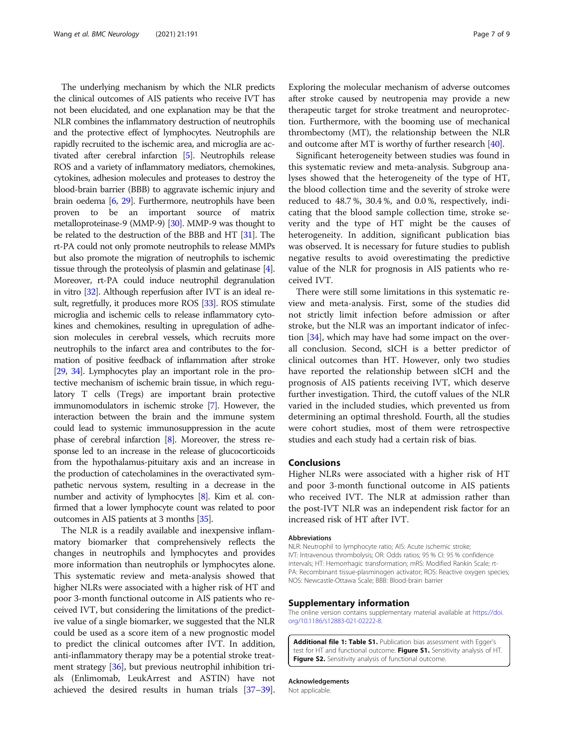The underlying mechanism by which the NLR predicts the clinical outcomes of AIS patients who receive IVT has not been elucidated, and one explanation may be that the NLR combines the inflammatory destruction of neutrophils and the protective effect of lymphocytes. Neutrophils are rapidly recruited to the ischemic area, and microglia are activated after cerebral infarction [5]. Neutrophils release ROS and a variety of inflammatory mediators, chemokines, cytokines, adhesion molecules and proteases to destroy the blood-brain barrier (BBB) to aggravate ischemic injury and brain oedema [6, 29]. Furthermore, neutrophils have been proven to be an important source of matrix metalloproteinase-9 (MMP-9) [30]. MMP-9 was thought to be related to the destruction of the BBB and HT [31]. The rt-PA could not only promote neutrophils to release MMPs but also promote the migration of neutrophils to ischemic tissue through the proteolysis of plasmin and gelatinase [4]. Moreover, rt-PA could induce neutrophil degranulation in vitro [32]. Although reperfusion after IVT is an ideal result, regretfully, it produces more ROS [33]. ROS stimulate microglia and ischemic cells to release inflammatory cytokines and chemokines, resulting in upregulation of adhesion molecules in cerebral vessels, which recruits more neutrophils to the infarct area and contributes to the formation of positive feedback of inflammation after stroke [29, 34]. Lymphocytes play an important role in the protective mechanism of ischemic brain tissue, in which regulatory T cells (Tregs) are important brain protective immunomodulators in ischemic stroke [7]. However, the interaction between the brain and the immune system could lead to systemic immunosuppression in the acute phase of cerebral infarction [8]. Moreover, the stress response led to an increase in the release of glucocorticoids from the hypothalamus-pituitary axis and an increase in the production of catecholamines in the overactivated sympathetic nervous system, resulting in a decrease in the number and activity of lymphocytes [8]. Kim et al. confirmed that a lower lymphocyte count was related to poor outcomes in AIS patients at 3 months [35].

The NLR is a readily available and inexpensive inflammatory biomarker that comprehensively reflects the changes in neutrophils and lymphocytes and provides more information than neutrophils or lymphocytes alone. This systematic review and meta-analysis showed that higher NLRs were associated with a higher risk of HT and poor 3-month functional outcome in AIS patients who received IVT, but considering the limitations of the predictive value of a single biomarker, we suggested that the NLR could be used as a score item of a new prognostic model to predict the clinical outcomes after IVT. In addition, anti-inflammatory therapy may be a potential stroke treatment strategy [36], but previous neutrophil inhibition trials (Enlimomab, LeukArrest and ASTIN) have not achieved the desired results in human trials [37–39]. Exploring the molecular mechanism of adverse outcomes after stroke caused by neutropenia may provide a new therapeutic target for stroke treatment and neuroprotection. Furthermore, with the booming use of mechanical thrombectomy (MT), the relationship between the NLR and outcome after MT is worthy of further research [40].

Significant heterogeneity between studies was found in this systematic review and meta-analysis. Subgroup analyses showed that the heterogeneity of the type of HT, the blood collection time and the severity of stroke were reduced to 48.7 %, 30.4 %, and 0.0 %, respectively, indicating that the blood sample collection time, stroke severity and the type of HT might be the causes of heterogeneity. In addition, significant publication bias was observed. It is necessary for future studies to publish negative results to avoid overestimating the predictive value of the NLR for prognosis in AIS patients who received IVT.

There were still some limitations in this systematic review and meta-analysis. First, some of the studies did not strictly limit infection before admission or after stroke, but the NLR was an important indicator of infection [34], which may have had some impact on the overall conclusion. Second, sICH is a better predictor of clinical outcomes than HT. However, only two studies have reported the relationship between sICH and the prognosis of AIS patients receiving IVT, which deserve further investigation. Third, the cutoff values of the NLR varied in the included studies, which prevented us from determining an optimal threshold. Fourth, all the studies were cohort studies, most of them were retrospective studies and each study had a certain risk of bias.

## Conclusions

Higher NLRs were associated with a higher risk of HT and poor 3-month functional outcome in AIS patients who received IVT. The NLR at admission rather than the post-IVT NLR was an independent risk factor for an increased risk of HT after IVT.

#### Abbreviations

NLR: Neutrophil to lymphocyte ratio; AIS: Acute ischemic stroke; IVT: Intravenous thrombolysis; OR: Odds ratios; 95 % CI: 95 % confidence intervals; HT: Hemorrhagic transformation; mRS: Modified Rankin Scale; rt-PA: Recombinant tissue-plasminogen activator; ROS: Reactive oxygen species; NOS: Newcastle-Ottawa Scale; BBB: Blood-brain barrier

## Supplementary information

The online version contains supplementary material available at https://doi.org/10.1186/s12883-021-02222-8.

**Additional file 1: Table S1.** Publication bias assessment with Egger's test for HT and functional outcome. **Figure S1.** Sensitivity analysis of HT. **Figure S2.** Sensitivity analysis of functional outcome.

#### Acknowledgements

Not applicable.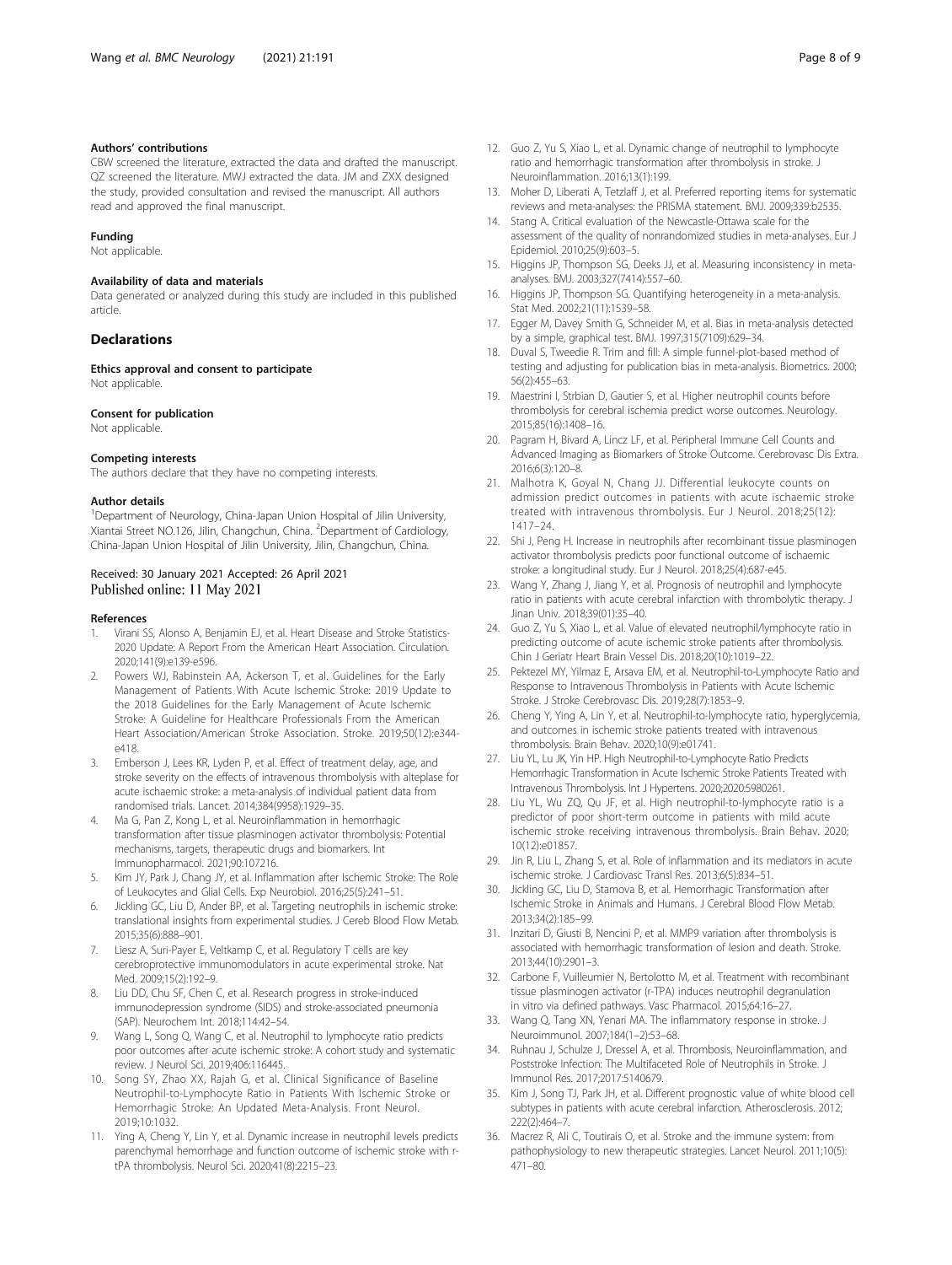#### Authors' contributions

CBW screened the literature, extracted the data and drafted the manuscript. QZ screened the literature. MWJ extracted the data. JM and ZXX designed the study, provided consultation and revised the manuscript. All authors read and approved the final manuscript.

#### Funding

Not applicable.

#### Availability of data and materials

Data generated or analyzed during this study are included in this published article.

## Declarations

#### Ethics approval and consent to participate

Not applicable.

#### Consent for publication

Not applicable.

#### Competing interests

The authors declare that they have no competing interests.

#### Author details

[1]Department of Neurology, China-Japan Union Hospital of Jilin University, Xiantai Street NO.126, Jilin, Changchun, China. [2]Department of Cardiology, China-Japan Union Hospital of Jilin University, Jilin, Changchun, China.

Received: 30 January 2021 Accepted: 26 April 2021
Published online: 11 May 2021

#### References

1. Virani SS, Alonso A, Benjamin EJ, et al. Heart Disease and Stroke Statistics-2020 Update: A Report From the American Heart Association. Circulation. 2020;141(9):e139-e596.
2. Powers WJ, Rabinstein AA, Ackerson T, et al. Guidelines for the Early Management of Patients With Acute Ischemic Stroke: 2019 Update to the 2018 Guidelines for the Early Management of Acute Ischemic Stroke: A Guideline for Healthcare Professionals From the American Heart Association/American Stroke Association. Stroke. 2019;50(12):e344-e418.
3. Emberson J, Lees KR, Lyden P, et al. Effect of treatment delay, age, and stroke severity on the effects of intravenous thrombolysis with alteplase for acute ischaemic stroke: a meta-analysis of individual patient data from randomised trials. Lancet. 2014;384(9958):1929–35.
4. Ma G, Pan Z, Kong L, et al. Neuroinflammation in hemorrhagic transformation after tissue plasminogen activator thrombolysis: Potential mechanisms, targets, therapeutic drugs and biomarkers. Int Immunopharmacol. 2021;90:107216.
5. Kim JY, Park J, Chang JY, et al. Inflammation after Ischemic Stroke: The Role of Leukocytes and Glial Cells. Exp Neurobiol. 2016;25(5):241–51.
6. Jickling GC, Liu D, Ander BP, et al. Targeting neutrophils in ischemic stroke: translational insights from experimental studies. J Cereb Blood Flow Metab. 2015;35(6):888–901.
7. Liesz A, Suri-Payer E, Veltkamp C, et al. Regulatory T cells are key cerebroprotective immunomodulators in acute experimental stroke. Nat Med. 2009;15(2):192–9.
8. Liu DD, Chu SF, Chen C, et al. Research progress in stroke-induced immunodepression syndrome (SIDS) and stroke-associated pneumonia (SAP). Neurochem Int. 2018;114:42–54.
9. Wang L, Song Q, Wang C, et al. Neutrophil to lymphocyte ratio predicts poor outcomes after acute ischemic stroke: A cohort study and systematic review. J Neurol Sci. 2019;406:116445.
10. Song SY, Zhao XX, Rajah G, et al. Clinical Significance of Baseline Neutrophil-to-Lymphocyte Ratio in Patients With Ischemic Stroke or Hemorrhagic Stroke: An Updated Meta-Analysis. Front Neurol. 2019;10:1032.
11. Ying A, Cheng Y, Lin Y, et al. Dynamic increase in neutrophil levels predicts parenchymal hemorrhage and function outcome of ischemic stroke with r-tPA thrombolysis. Neurol Sci. 2020;41(8):2215–23.
12. Guo Z, Yu S, Xiao L, et al. Dynamic change of neutrophil to lymphocyte ratio and hemorrhagic transformation after thrombolysis in stroke. J Neuroinflammation. 2016;13(1):199.
13. Moher D, Liberati A, Tetzlaff J, et al. Preferred reporting items for systematic reviews and meta-analyses: the PRISMA statement. BMJ. 2009;339:b2535.
14. Stang A. Critical evaluation of the Newcastle-Ottawa scale for the assessment of the quality of nonrandomized studies in meta-analyses. Eur J Epidemiol. 2010;25(9):603–5.
15. Higgins JP, Thompson SG, Deeks JJ, et al. Measuring inconsistency in meta-analyses. BMJ. 2003;327(7414):557–60.
16. Higgins JP, Thompson SG. Quantifying heterogeneity in a meta-analysis. Stat Med. 2002;21(11):1539–58.
17. Egger M, Davey Smith G, Schneider M, et al. Bias in meta-analysis detected by a simple, graphical test. BMJ. 1997;315(7109):629–34.
18. Duval S, Tweedie R. Trim and fill: A simple funnel-plot-based method of testing and adjusting for publication bias in meta-analysis. Biometrics. 2000; 56(2):455–63.
19. Maestrini I, Strbian D, Gautier S, et al. Higher neutrophil counts before thrombolysis for cerebral ischemia predict worse outcomes. Neurology. 2015;85(16):1408–16.
20. Pagram H, Bivard A, Lincz LF, et al. Peripheral Immune Cell Counts and Advanced Imaging as Biomarkers of Stroke Outcome. Cerebrovasc Dis Extra. 2016;6(3):120–8.
21. Malhotra K, Goyal N, Chang JJ. Differential leukocyte counts on admission predict outcomes in patients with acute ischaemic stroke treated with intravenous thrombolysis. Eur J Neurol. 2018;25(12): 1417–24.
22. Shi J, Peng H. Increase in neutrophils after recombinant tissue plasminogen activator thrombolysis predicts poor functional outcome of ischaemic stroke: a longitudinal study. Eur J Neurol. 2018;25(4):687-e45.
23. Wang Y, Zhang J, Jiang Y, et al. Prognosis of neutrophil and lymphocyte ratio in patients with acute cerebral infarction with thrombolytic therapy. J Jinan Univ. 2018;39(01):35–40.
24. Guo Z, Yu S, Xiao L, et al. Value of elevated neutrophil/lymphocyte ratio in predicting outcome of acute ischemic stroke patients after thrombolysis. Chin J Geriatr Heart Brain Vessel Dis. 2018;20(10):1019–22.
25. Pektezel MY, Yilmaz E, Arsava EM, et al. Neutrophil-to-Lymphocyte Ratio and Response to Intravenous Thrombolysis in Patients with Acute Ischemic Stroke. J Stroke Cerebrovasc Dis. 2019;28(7):1853–9.
26. Cheng Y, Ying A, Lin Y, et al. Neutrophil-to-lymphocyte ratio, hyperglycemia, and outcomes in ischemic stroke patients treated with intravenous thrombolysis. Brain Behav. 2020;10(9):e01741.
27. Liu YL, Lu JK, Yin HP. High Neutrophil-to-Lymphocyte Ratio Predicts Hemorrhagic Transformation in Acute Ischemic Stroke Patients Treated with Intravenous Thrombolysis. Int J Hypertens. 2020;2020:5980261.
28. Liu YL, Wu ZQ, Qu JF, et al. High neutrophil-to-lymphocyte ratio is a predictor of poor short-term outcome in patients with mild acute ischemic stroke receiving intravenous thrombolysis. Brain Behav. 2020; 10(12):e01857.
29. Jin R, Liu L, Zhang S, et al. Role of inflammation and its mediators in acute ischemic stroke. J Cardiovasc Transl Res. 2013;6(5):834–51.
30. Jickling GC, Liu D, Stamova B, et al. Hemorrhagic Transformation after Ischemic Stroke in Animals and Humans. J Cerebral Blood Flow Metab. 2013;34(2):185–99.
31. Inzitari D, Giusti B, Nencini P, et al. MMP9 variation after thrombolysis is associated with hemorrhagic transformation of lesion and death. Stroke. 2013;44(10):2901–3.
32. Carbone F, Vuilleumier N, Bertolotto M, et al. Treatment with recombinant tissue plasminogen activator (r-TPA) induces neutrophil degranulation in vitro via defined pathways. Vasc Pharmacol. 2015;64:16–27.
33. Wang Q, Tang XN, Yenari MA. The inflammatory response in stroke. J Neuroimmunol. 2007;184(1–2):53–68.
34. Ruhnau J, Schulze J, Dressel A, et al. Thrombosis, Neuroinflammation, and Poststroke Infection: The Multifaceted Role of Neutrophils in Stroke. J Immunol Res. 2017;2017:5140679.
35. Kim J, Song TJ, Park JH, et al. Different prognostic value of white blood cell subtypes in patients with acute cerebral infarction. Atherosclerosis. 2012; 222(2):464–7.
36. Macrez R, Ali C, Toutirais O, et al. Stroke and the immune system: from pathophysiology to new therapeutic strategies. Lancet Neurol. 2011;10(5): 471–80.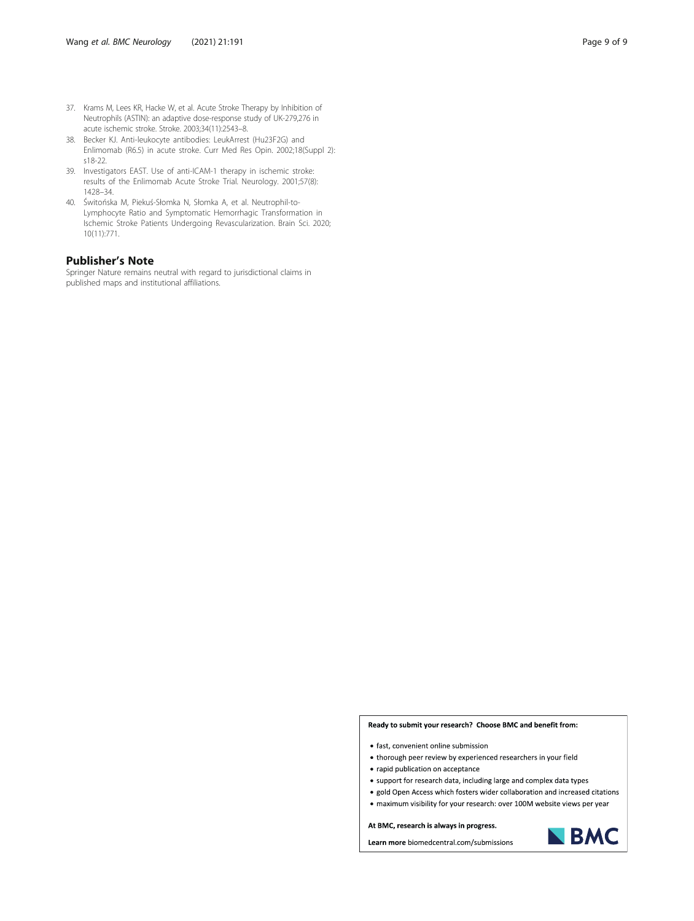37. Krams M, Lees KR, Hacke W, et al. Acute Stroke Therapy by Inhibition of Neutrophils (ASTIN): an adaptive dose-response study of UK-279,276 in acute ischemic stroke. Stroke. 2003;34(11):2543–8.
38. Becker KJ. Anti-leukocyte antibodies: LeukArrest (Hu23F2G) and Enlimomab (R6.5) in acute stroke. Curr Med Res Opin. 2002;18(Suppl 2): s18-22.
39. Investigators EAST. Use of anti-ICAM-1 therapy in ischemic stroke: results of the Enlimomab Acute Stroke Trial. Neurology. 2001;57(8): 1428–34.
40. Świtońska M, Piekuś-Słomka N, Słomka A, et al. Neutrophil-to-Lymphocyte Ratio and Symptomatic Hemorrhagic Transformation in Ischemic Stroke Patients Undergoing Revascularization. Brain Sci. 2020; 10(11):771.

## Publisher's Note

Springer Nature remains neutral with regard to jurisdictional claims in published maps and institutional affiliations.

**Ready to submit your research? Choose BMC and benefit from:**

- fast, convenient online submission
- thorough peer review by experienced researchers in your field
- rapid publication on acceptance
- support for research data, including large and complex data types
- gold Open Access which fosters wider collaboration and increased citations
- maximum visibility for your research: over 100M website views per year

**At BMC, research is always in progress.**

**Learn more** biomedcentral.com/submissions

BMC